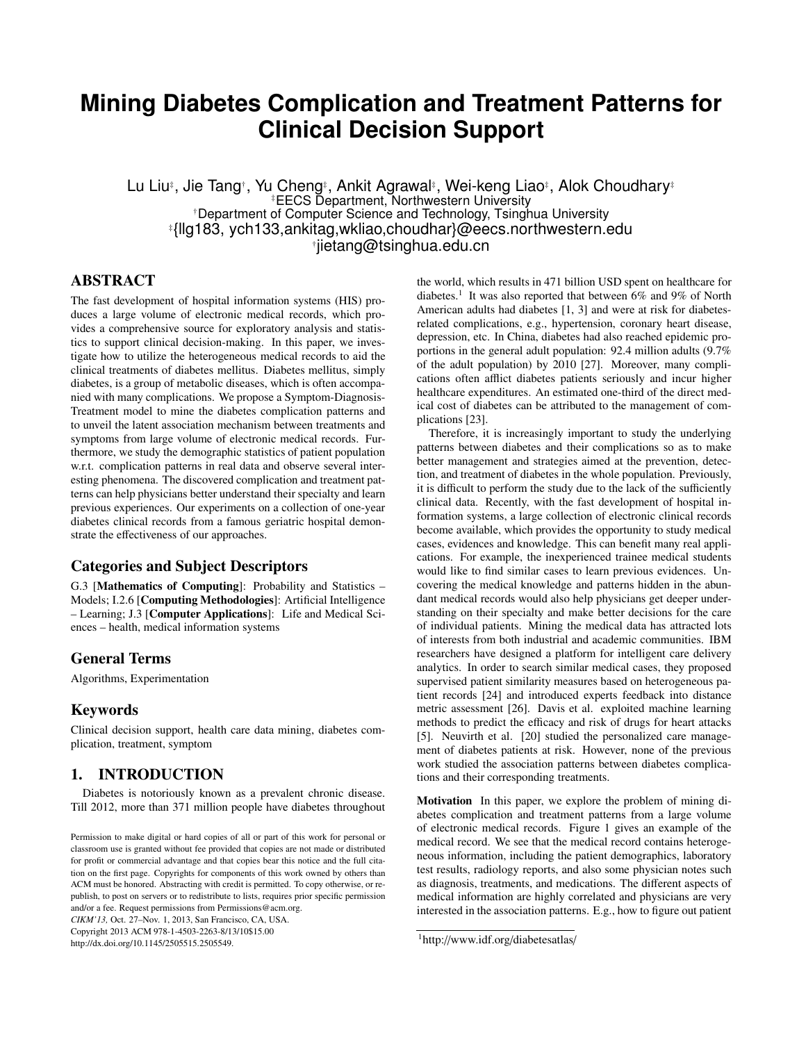# Mining Diabetes Complication and Treatment Patterns for Clinical Decision Support

Lu Liu[‡], Jie Tang[†], Yu Cheng[‡], Ankit Agrawal[‡], Wei-keng Liao[‡], Alok Choudhary[‡]
[‡]EECS Department, Northwestern University
[†]Department of Computer Science and Technology, Tsinghua University
[‡]{llg183, ych133,ankitag,wkliao,choudhar}@eecs.northwestern.edu
[†]jietang@tsinghua.edu.cn

## ABSTRACT

The fast development of hospital information systems (HIS) produces a large volume of electronic medical records, which provides a comprehensive source for exploratory analysis and statistics to support clinical decision-making. In this paper, we investigate how to utilize the heterogeneous medical records to aid the clinical treatments of diabetes mellitus. Diabetes mellitus, simply diabetes, is a group of metabolic diseases, which is often accompanied with many complications. We propose a Symptom-Diagnosis-Treatment model to mine the diabetes complication patterns and to unveil the latent association mechanism between treatments and symptoms from large volume of electronic medical records. Furthermore, we study the demographic statistics of patient population w.r.t. complication patterns in real data and observe several interesting phenomena. The discovered complication and treatment patterns can help physicians better understand their specialty and learn previous experiences. Our experiments on a collection of one-year diabetes clinical records from a famous geriatric hospital demonstrate the effectiveness of our approaches.

### Categories and Subject Descriptors

G.3 [**Mathematics of Computing**]: Probability and Statistics – Models; I.2.6 [**Computing Methodologies**]: Artificial Intelligence – Learning; J.3 [**Computer Applications**]: Life and Medical Sciences – health, medical information systems

### General Terms

Algorithms, Experimentation

### Keywords

Clinical decision support, health care data mining, diabetes complication, treatment, symptom

## 1. INTRODUCTION

Diabetes is notoriously known as a prevalent chronic disease. Till 2012, more than 371 million people have diabetes throughout the world, which results in 471 billion USD spent on healthcare for diabetes.[1] It was also reported that between 6% and 9% of North American adults had diabetes [1, 3] and were at risk for diabetes-related complications, e.g., hypertension, coronary heart disease, depression, etc. In China, diabetes had also reached epidemic proportions in the general adult population: 92.4 million adults (9.7% of the adult population) by 2010 [27]. Moreover, many complications often afflict diabetes patients seriously and incur higher healthcare expenditures. An estimated one-third of the direct medical cost of diabetes can be attributed to the management of complications [23].

Therefore, it is increasingly important to study the underlying patterns between diabetes and their complications so as to make better management and strategies aimed at the prevention, detection, and treatment of diabetes in the whole population. Previously, it is difficult to perform the study due to the lack of the sufficiently clinical data. Recently, with the fast development of hospital information systems, a large collection of electronic clinical records become available, which provides the opportunity to study medical cases, evidences and knowledge. This can benefit many real applications. For example, the inexperienced trainee medical students would like to find similar cases to learn previous evidences. Uncovering the medical knowledge and patterns hidden in the abundant medical records would also help physicians get deeper understanding on their specialty and make better decisions for the care of individual patients. Mining the medical data has attracted lots of interests from both industrial and academic communities. IBM researchers have designed a platform for intelligent care delivery analytics. In order to search similar medical cases, they proposed supervised patient similarity measures based on heterogeneous patient records [24] and introduced experts feedback into distance metric assessment [26]. Davis et al. exploited machine learning methods to predict the efficacy and risk of drugs for heart attacks [5]. Neuvirth et al. [20] studied the personalized care management of diabetes patients at risk. However, none of the previous work studied the association patterns between diabetes complications and their corresponding treatments.

**Motivation** In this paper, we explore the problem of mining diabetes complication and treatment patterns from a large volume of electronic medical records. Figure 1 gives an example of the medical record. We see that the medical record contains heterogeneous information, including the patient demographics, laboratory test results, radiology reports, and also some physician notes such as diagnosis, treatments, and medications. The different aspects of medical information are highly correlated and physicians are very interested in the association patterns. E.g., how to figure out patient

[1]http://www.idf.org/diabetesatlas/

Permission to make digital or hard copies of all or part of this work for personal or classroom use is granted without fee provided that copies are not made or distributed for profit or commercial advantage and that copies bear this notice and the full citation on the first page. Copyrights for components of this work owned by others than ACM must be honored. Abstracting with credit is permitted. To copy otherwise, or republish, to post on servers or to redistribute to lists, requires prior specific permission and/or a fee. Request permissions from Permissions@acm.org.
*CIKM'13,* Oct. 27–Nov. 1, 2013, San Francisco, CA, USA.
Copyright 2013 ACM 978-1-4503-2263-8/13/10$15.00
http://dx.doi.org/10.1145/2505515.2505549.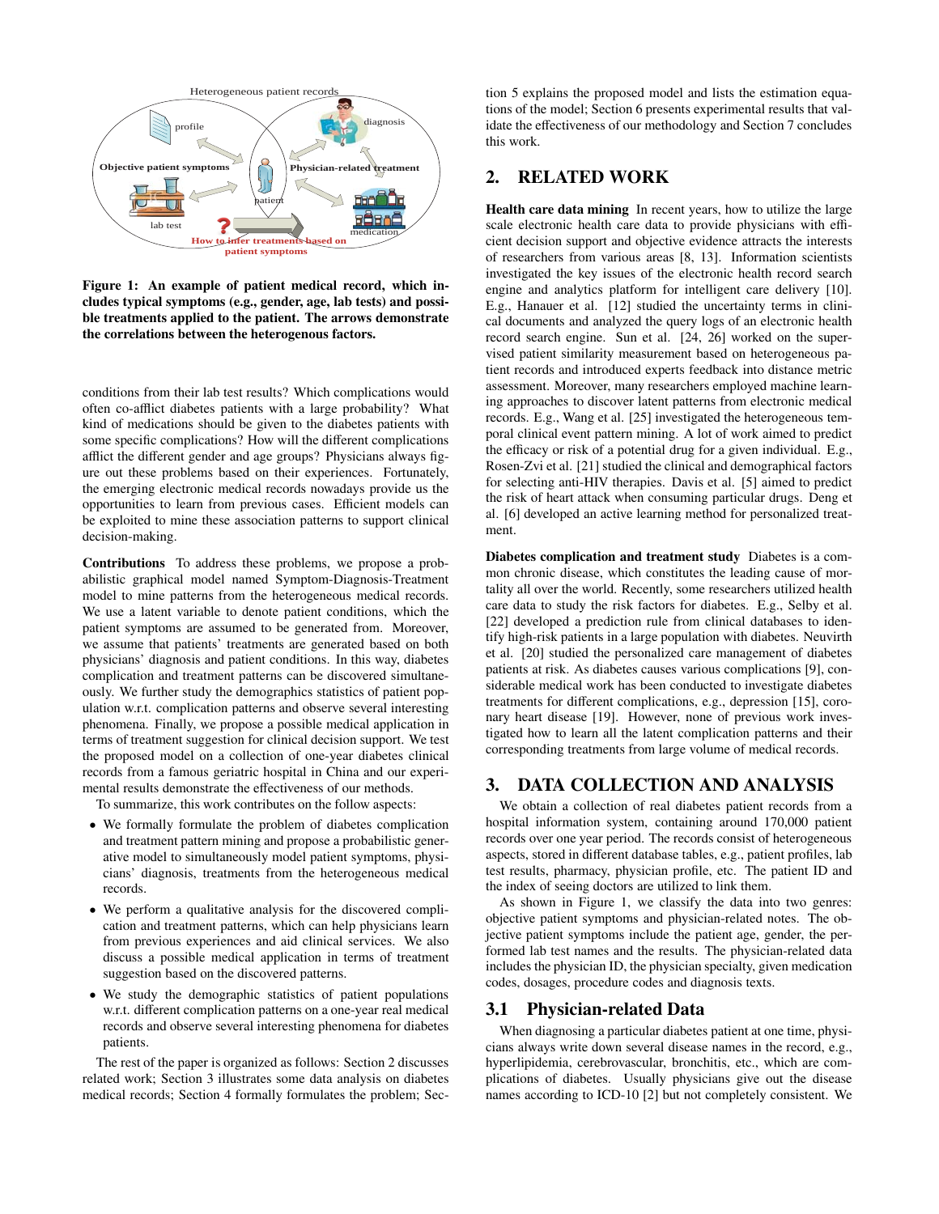Heterogeneous patient records

profile

diagnosis

Objective patient symptoms

Physician-related treatment

patient

lab test

medication

How to infer treatments based on patient symptoms

**Figure 1: An example of patient medical record, which includes typical symptoms (e.g., gender, age, lab tests) and possible treatments applied to the patient. The arrows demonstrate the correlations between the heterogenous factors.**

conditions from their lab test results? Which complications would often co-afflict diabetes patients with a large probability? What kind of medications should be given to the diabetes patients with some specific complications? How will the different complications afflict the different gender and age groups? Physicians always figure out these problems based on their experiences. Fortunately, the emerging electronic medical records nowadays provide us the opportunities to learn from previous cases. Efficient models can be exploited to mine these association patterns to support clinical decision-making.

**Contributions** To address these problems, we propose a probabilistic graphical model named Symptom-Diagnosis-Treatment model to mine patterns from the heterogeneous medical records. We use a latent variable to denote patient conditions, which the patient symptoms are assumed to be generated from. Moreover, we assume that patients' treatments are generated based on both physicians' diagnosis and patient conditions. In this way, diabetes complication and treatment patterns can be discovered simultaneously. We further study the demographics statistics of patient population w.r.t. complication patterns and observe several interesting phenomena. Finally, we propose a possible medical application in terms of treatment suggestion for clinical decision support. We test the proposed model on a collection of one-year diabetes clinical records from a famous geriatric hospital in China and our experimental results demonstrate the effectiveness of our methods.

To summarize, this work contributes on the follow aspects:

- We formally formulate the problem of diabetes complication and treatment pattern mining and propose a probabilistic generative model to simultaneously model patient symptoms, physicians' diagnosis, treatments from the heterogeneous medical records.
- We perform a qualitative analysis for the discovered complication and treatment patterns, which can help physicians learn from previous experiences and aid clinical services. We also discuss a possible medical application in terms of treatment suggestion based on the discovered patterns.
- We study the demographic statistics of patient populations w.r.t. different complication patterns on a one-year real medical records and observe several interesting phenomena for diabetes patients.

The rest of the paper is organized as follows: Section 2 discusses related work; Section 3 illustrates some data analysis on diabetes medical records; Section 4 formally formulates the problem; Section 5 explains the proposed model and lists the estimation equations of the model; Section 6 presents experimental results that validate the effectiveness of our methodology and Section 7 concludes this work.

## 2. RELATED WORK

**Health care data mining** In recent years, how to utilize the large scale electronic health care data to provide physicians with efficient decision support and objective evidence attracts the interests of researchers from various areas [8, 13]. Information scientists investigated the key issues of the electronic health record search engine and analytics platform for intelligent care delivery [10]. E.g., Hanauer et al. [12] studied the uncertainty terms in clinical documents and analyzed the query logs of an electronic health record search engine. Sun et al. [24, 26] worked on the supervised patient similarity measurement based on heterogeneous patient records and introduced experts feedback into distance metric assessment. Moreover, many researchers employed machine learning approaches to discover latent patterns from electronic medical records. E.g., Wang et al. [25] investigated the heterogeneous temporal clinical event pattern mining. A lot of work aimed to predict the efficacy or risk of a potential drug for a given individual. E.g., Rosen-Zvi et al. [21] studied the clinical and demographical factors for selecting anti-HIV therapies. Davis et al. [5] aimed to predict the risk of heart attack when consuming particular drugs. Deng et al. [6] developed an active learning method for personalized treatment.

**Diabetes complication and treatment study** Diabetes is a common chronic disease, which constitutes the leading cause of mortality all over the world. Recently, some researchers utilized health care data to study the risk factors for diabetes. E.g., Selby et al. [22] developed a prediction rule from clinical databases to identify high-risk patients in a large population with diabetes. Neuvirth et al. [20] studied the personalized care management of diabetes patients at risk. As diabetes causes various complications [9], considerable medical work has been conducted to investigate diabetes treatments for different complications, e.g., depression [15], coronary heart disease [19]. However, none of previous work investigated how to learn all the latent complication patterns and their corresponding treatments from large volume of medical records.

## 3. DATA COLLECTION AND ANALYSIS

We obtain a collection of real diabetes patient records from a hospital information system, containing around 170,000 patient records over one year period. The records consist of heterogeneous aspects, stored in different database tables, e.g., patient profiles, lab test results, pharmacy, physician profile, etc. The patient ID and the index of seeing doctors are utilized to link them.

As shown in Figure 1, we classify the data into two genres: objective patient symptoms and physician-related notes. The objective patient symptoms include the patient age, gender, the performed lab test names and the results. The physician-related data includes the physician ID, the physician specialty, given medication codes, dosages, procedure codes and diagnosis texts.

### 3.1 Physician-related Data

When diagnosing a particular diabetes patient at one time, physicians always write down several disease names in the record, e.g., hyperlipidemia, cerebrovascular, bronchitis, etc., which are complications of diabetes. Usually physicians give out the disease names according to ICD-10 [2] but not completely consistent. We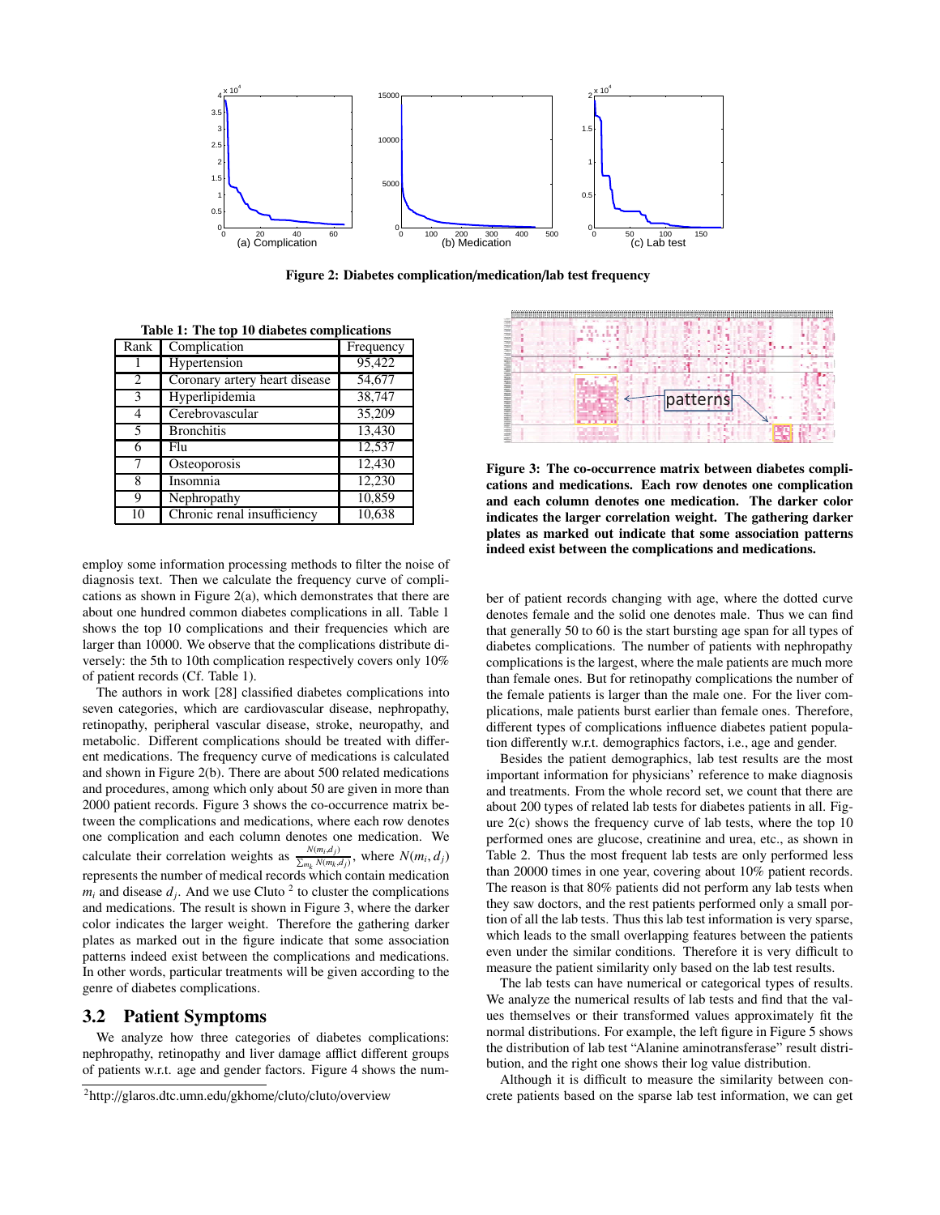Figure 2: Diabetes complication/medication/lab test frequency

Table 1: The top 10 diabetes complications

| Rank | Complication | Frequency |
|---|---|---|
| 1 | Hypertension | 95,422 |
| 2 | Coronary artery heart disease | 54,677 |
| 3 | Hyperlipidemia | 38,747 |
| 4 | Cerebrovascular | 35,209 |
| 5 | Bronchitis | 13,430 |
| 6 | Flu | 12,537 |
| 7 | Osteoporosis | 12,430 |
| 8 | Insomnia | 12,230 |
| 9 | Nephropathy | 10,859 |
| 10 | Chronic renal insufficiency | 10,638 |

Figure 3: The co-occurrence matrix between diabetes complications and medications. Each row denotes one complication and each column denotes one medication. The darker color indicates the larger correlation weight. The gathering darker plates as marked out indicate that some association patterns indeed exist between the complications and medications.

employ some information processing methods to filter the noise of diagnosis text. Then we calculate the frequency curve of complications as shown in Figure 2(a), which demonstrates that there are about one hundred common diabetes complications in all. Table 1 shows the top 10 complications and their frequencies which are larger than 10000. We observe that the complications distribute diversely: the 5th to 10th complication respectively covers only 10% of patient records (Cf. Table 1).

The authors in work [28] classified diabetes complications into seven categories, which are cardiovascular disease, nephropathy, retinopathy, peripheral vascular disease, stroke, neuropathy, and metabolic. Different complications should be treated with different medications. The frequency curve of medications is calculated and shown in Figure 2(b). There are about 500 related medications and procedures, among which only about 50 are given in more than 2000 patient records. Figure 3 shows the co-occurrence matrix between the complications and medications, where each row denotes one complication and each column denotes one medication. We calculate their correlation weights as $\frac{N(m_i,d_j)}{\sum_{m_k} N(m_k,d_j)}$, where $N(m_i,d_j)$ represents the number of medical records which contain medication $m_i$ and disease $d_j$. And we use Cluto [2] to cluster the complications and medications. The result is shown in Figure 3, where the darker color indicates the larger weight. Therefore the gathering darker plates as marked out in the figure indicate that some association patterns indeed exist between the complications and medications. In other words, particular treatments will be given according to the genre of diabetes complications.

## 3.2 Patient Symptoms

We analyze how three categories of diabetes complications: nephropathy, retinopathy and liver damage afflict different groups of patients w.r.t. age and gender factors. Figure 4 shows the number of patient records changing with age, where the dotted curve denotes female and the solid one denotes male. Thus we can find that generally 50 to 60 is the start bursting age span for all types of diabetes complications. The number of patients with nephropathy complications is the largest, where the male patients are much more than female ones. But for retinopathy complications the number of the female patients is larger than the male one. For the liver complications, male patients burst earlier than female ones. Therefore, different types of complications influence diabetes patient population differently w.r.t. demographics factors, i.e., age and gender.

Besides the patient demographics, lab test results are the most important information for physicians' reference to make diagnosis and treatments. From the whole record set, we count that there are about 200 types of related lab tests for diabetes patients in all. Figure 2(c) shows the frequency curve of lab tests, where the top 10 performed ones are glucose, creatinine and urea, etc., as shown in Table 2. Thus the most frequent lab tests are only performed less than 20000 times in one year, covering about 10% patient records. The reason is that 80% patients did not perform any lab tests when they saw doctors, and the rest patients performed only a small portion of all the lab tests. Thus this lab test information is very sparse, which leads to the small overlapping features between the patients even under the similar conditions. Therefore it is very difficult to measure the patient similarity only based on the lab test results.

The lab tests can have numerical or categorical types of results. We analyze the numerical results of lab tests and find that the values themselves or their transformed values approximately fit the normal distributions. For example, the left figure in Figure 5 shows the distribution of lab test "Alanine aminotransferase" result distribution, and the right one shows their log value distribution.

Although it is difficult to measure the similarity between concrete patients based on the sparse lab test information, we can get

[2]http://glaros.dtc.umn.edu/gkhome/cluto/cluto/overview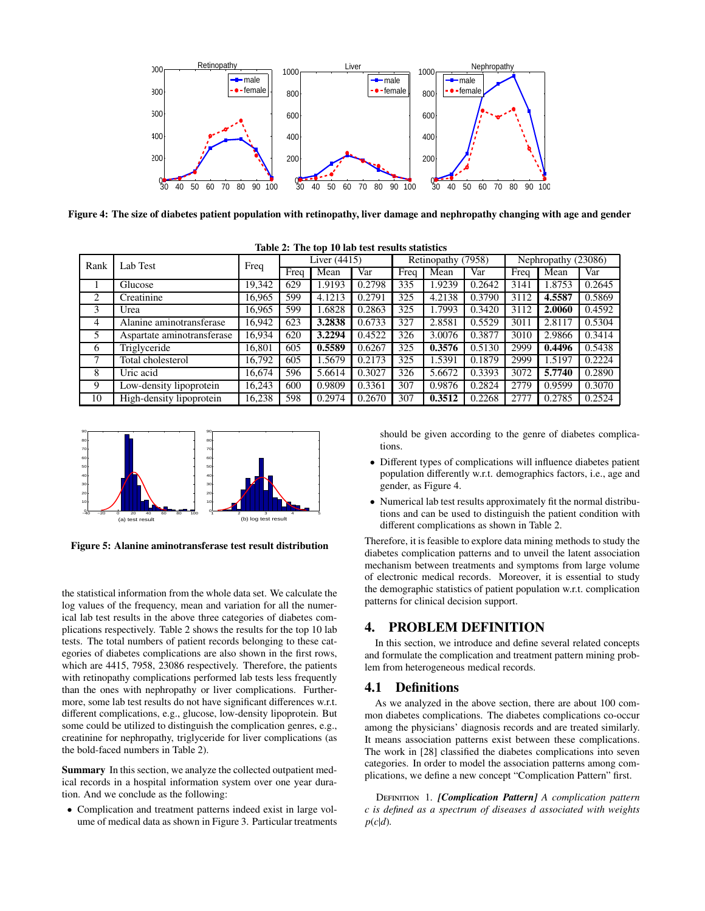Retinopathy
1000
800
600
400
200
0
30 40 50 60 70 80 90 100
male
female

Liver
1000
800
600
400
200
0
30 40 50 60 70 80 90 100
male
female

Nephropathy
1000
800
600
400
200
0
30 40 50 60 70 80 90 100
male
female

**Figure 4: The size of diabetes patient population with retinopathy, liver damage and nephropathy changing with age and gender**

**Table 2: The top 10 lab test results statistics**

| Rank | Lab Test | Freq | Liver (4415) | | | Retinopathy (7958) | | | Nephropathy (23086) | | |
|---|---|---|---|---|---|---|---|---|---|---|---|
| | | | Freq | Mean | Var | Freq | Mean | Var | Freq | Mean | Var |
| 1 | Glucose | 19,342 | 629 | 1.9193 | 0.2798 | 335 | 1.9239 | 0.2642 | 3141 | 1.8753 | 0.2645 |
| 2 | Creatinine | 16,965 | 599 | 4.1213 | 0.2791 | 325 | 4.2138 | 0.3790 | 3112 | **4.5587** | 0.5869 |
| 3 | Urea | 16,965 | 599 | 1.6828 | 0.2863 | 325 | 1.7993 | 0.3420 | 3112 | **2.0060** | 0.4592 |
| 4 | Alanine aminotransferase | 16,942 | 623 | **3.2838** | 0.6733 | 327 | 2.8581 | 0.5529 | 3011 | 2.8117 | 0.5304 |
| 5 | Aspartate aminotransferase | 16,934 | 620 | **3.2294** | 0.4522 | 326 | 3.0076 | 0.3877 | 3010 | 2.9866 | 0.3414 |
| 6 | Triglyceride | 16,801 | 605 | **0.5589** | 0.6267 | 325 | **0.3576** | 0.5130 | 2999 | **0.4496** | 0.5438 |
| 7 | Total cholesterol | 16,792 | 605 | 1.5679 | 0.2173 | 325 | 1.5391 | 0.1879 | 2999 | 1.5197 | 0.2224 |
| 8 | Uric acid | 16,674 | 596 | 5.6614 | 0.3027 | 326 | 5.6672 | 0.3393 | 3072 | **5.7740** | 0.2890 |
| 9 | Low-density lipoprotein | 16,243 | 600 | 0.9809 | 0.3361 | 307 | 0.9876 | 0.2824 | 2779 | 0.9599 | 0.3070 |
| 10 | High-density lipoprotein | 16,238 | 598 | 0.2974 | 0.2670 | 307 | **0.3512** | 0.2268 | 2777 | 0.2785 | 0.2524 |

(a) test result
(b) log test result

**Figure 5: Alanine aminotransferase test result distribution**

the statistical information from the whole data set. We calculate the log values of the frequency, mean and variation for all the numerical lab test results in the above three categories of diabetes complications respectively. Table 2 shows the results for the top 10 lab tests. The total numbers of patient records belonging to these categories of diabetes complications are also shown in the first rows, which are 4415, 7958, 23086 respectively. Therefore, the patients with retinopathy complications performed lab tests less frequently than the ones with nephropathy or liver complications. Furthermore, some lab test results do not have significant differences w.r.t. different complications, e.g., glucose, low-density lipoprotein. But some could be utilized to distinguish the complication genres, e.g., creatinine for nephropathy, triglyceride for liver complications (as the bold-faced numbers in Table 2).

**Summary** In this section, we analyze the collected outpatient medical records in a hospital information system over one year duration. And we conclude as the following:

- Complication and treatment patterns indeed exist in large volume of medical data as shown in Figure 3. Particular treatments should be given according to the genre of diabetes complications.
- Different types of complications will influence diabetes patient population differently w.r.t. demographics factors, i.e., age and gender, as Figure 4.
- Numerical lab test results approximately fit the normal distributions and can be used to distinguish the patient condition with different complications as shown in Table 2.

Therefore, it is feasible to explore data mining methods to study the diabetes complication patterns and to unveil the latent association mechanism between treatments and symptoms from large volume of electronic medical records. Moreover, it is essential to study the demographic statistics of patient population w.r.t. complication patterns for clinical decision support.

# 4. PROBLEM DEFINITION

In this section, we introduce and define several related concepts and formulate the complication and treatment pattern mining problem from heterogeneous medical records.

## 4.1 Definitions

As we analyzed in the above section, there are about 100 common diabetes complications. The diabetes complications co-occur among the physicians' diagnosis records and are treated similarly. It means association patterns exist between these complications. The work in [28] classified the diabetes complications into seven categories. In order to model the association patterns among complications, we define a new concept "Complication Pattern" first.

DEFINITION 1. ***[Complication Pattern]*** *A complication pattern $c$ is defined as a spectrum of diseases $d$ associated with weights $p(c|d)$.*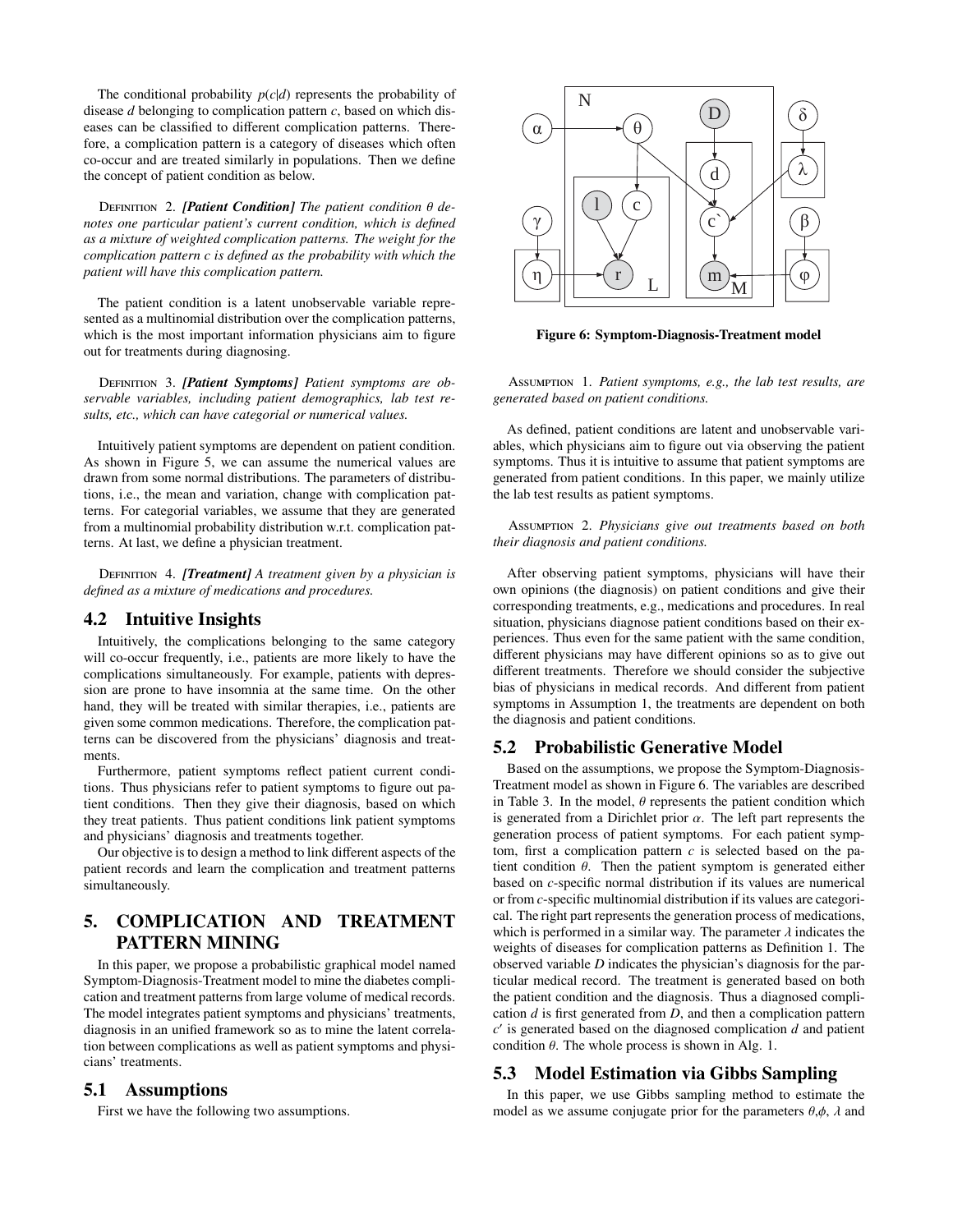The conditional probability $p(c|d)$ represents the probability of disease $d$ belonging to complication pattern $c$, based on which diseases can be classified to different complication patterns. Therefore, a complication pattern is a category of diseases which often co-occur and are treated similarly in populations. Then we define the concept of patient condition as below.

DEFINITION 2. ***[Patient Condition]*** *The patient condition $\theta$ denotes one particular patient's current condition, which is defined as a mixture of weighted complication patterns. The weight for the complication pattern $c$ is defined as the probability with which the patient will have this complication pattern.*

The patient condition is a latent unobservable variable represented as a multinomial distribution over the complication patterns, which is the most important information physicians aim to figure out for treatments during diagnosing.

DEFINITION 3. ***[Patient Symptoms]*** *Patient symptoms are observable variables, including patient demographics, lab test results, etc., which can have categorial or numerical values.*

Intuitively patient symptoms are dependent on patient condition. As shown in Figure 5, we can assume the numerical values are drawn from some normal distributions. The parameters of distributions, i.e., the mean and variation, change with complication patterns. For categorial variables, we assume that they are generated from a multinomial probability distribution w.r.t. complication patterns. At last, we define a physician treatment.

DEFINITION 4. ***[Treatment]*** *A treatment given by a physician is defined as a mixture of medications and procedures.*

## 4.2 Intuitive Insights

Intuitively, the complications belonging to the same category will co-occur frequently, i.e., patients are more likely to have the complications simultaneously. For example, patients with depression are prone to have insomnia at the same time. On the other hand, they will be treated with similar therapies, i.e., patients are given some common medications. Therefore, the complication patterns can be discovered from the physicians' diagnosis and treatments.

Furthermore, patient symptoms reflect patient current conditions. Thus physicians refer to patient symptoms to figure out patient conditions. Then they give their diagnosis, based on which they treat patients. Thus patient conditions link patient symptoms and physicians' diagnosis and treatments together.

Our objective is to design a method to link different aspects of the patient records and learn the complication and treatment patterns simultaneously.

# 5. COMPLICATION AND TREATMENT PATTERN MINING

In this paper, we propose a probabilistic graphical model named Symptom-Diagnosis-Treatment model to mine the diabetes complication and treatment patterns from large volume of medical records. The model integrates patient symptoms and physicians' treatments, diagnosis in an unified framework so as to mine the latent correlation between complications as well as patient symptoms and physicians' treatments.

## 5.1 Assumptions

First we have the following two assumptions.

N
α
θ
D
δ
d
λ
l
c
γ
c`
β
η
r
L
m
M
φ

**Figure 6: Symptom-Diagnosis-Treatment model**

ASSUMPTION 1. *Patient symptoms, e.g., the lab test results, are generated based on patient conditions.*

As defined, patient conditions are latent and unobservable variables, which physicians aim to figure out via observing the patient symptoms. Thus it is intuitive to assume that patient symptoms are generated from patient conditions. In this paper, we mainly utilize the lab test results as patient symptoms.

ASSUMPTION 2. *Physicians give out treatments based on both their diagnosis and patient conditions.*

After observing patient symptoms, physicians will have their own opinions (the diagnosis) on patient conditions and give their corresponding treatments, e.g., medications and procedures. In real situation, physicians diagnose patient conditions based on their experiences. Thus even for the same patient with the same condition, different physicians may have different opinions so as to give out different treatments. Therefore we should consider the subjective bias of physicians in medical records. And different from patient symptoms in Assumption 1, the treatments are dependent on both the diagnosis and patient conditions.

## 5.2 Probabilistic Generative Model

Based on the assumptions, we propose the Symptom-Diagnosis-Treatment model as shown in Figure 6. The variables are described in Table 3. In the model, $\theta$ represents the patient condition which is generated from a Dirichlet prior $\alpha$. The left part represents the generation process of patient symptoms. For each patient symptom, first a complication pattern $c$ is selected based on the patient condition $\theta$. Then the patient symptom is generated either based on $c$-specific normal distribution if its values are numerical or from $c$-specific multinomial distribution if its values are categorical. The right part represents the generation process of medications, which is performed in a similar way. The parameter $\lambda$ indicates the weights of diseases for complication patterns as Definition 1. The observed variable $D$ indicates the physician's diagnosis for the particular medical record. The treatment is generated based on both the patient condition and the diagnosis. Thus a diagnosed complication $d$ is first generated from $D$, and then a complication pattern $c'$ is generated based on the diagnosed complication $d$ and patient condition $\theta$. The whole process is shown in Alg. 1.

## 5.3 Model Estimation via Gibbs Sampling

In this paper, we use Gibbs sampling method to estimate the model as we assume conjugate prior for the parameters $\theta$,$\phi$, $\lambda$ and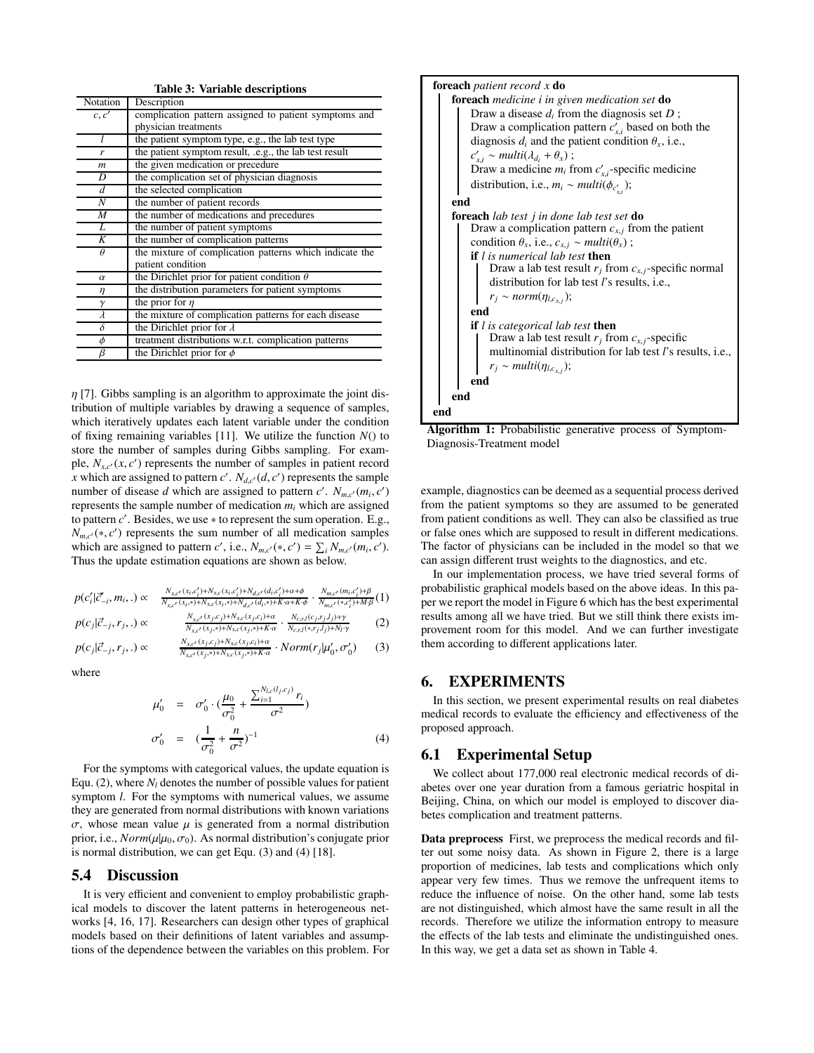**Table 3: Variable descriptions**

| Notation | Description |
|---|---|
| $c, c'$ | complication pattern assigned to patient symptoms and physician treatments |
| $l$ | the patient symptom type, e.g., the lab test type |
| $r$ | the patient symptom result, .e.g., the lab test result |
| $m$ | the given medication or precedure |
| $D$ | the complication set of physician diagnosis |
| $d$ | the selected complication |
| $N$ | the number of patient records |
| $M$ | the number of medications and precedures |
| $L$ | the number of patient symptoms |
| $K$ | the number of complication patterns |
| $\theta$ | the mixture of complication patterns which indicate the patient condition |
| $\alpha$ | the Dirichlet prior for patient condition $\theta$ |
| $\eta$ | the distribution parameters for patient symptoms |
| $\gamma$ | the prior for $\eta$ |
| $\lambda$ | the mixture of complication patterns for each disease |
| $\delta$ | the Dirichlet prior for $\lambda$ |
| $\phi$ | treatment distributions w.r.t. complication patterns |
| $\beta$ | the Dirichlet prior for $\phi$ |

$\eta$ [7]. Gibbs sampling is an algorithm to approximate the joint distribution of multiple variables by drawing a sequence of samples, which iteratively updates each latent variable under the condition of fixing remaining variables [11]. We utilize the function $N()$ to store the number of samples during Gibbs sampling. For example, $N_{x,c'}(x, c')$ represents the number of samples in patient record $x$ which are assigned to pattern $c'$. $N_{d,c'}(d, c')$ represents the sample number of disease $d$ which are assigned to pattern $c'$. $N_{m,c'}(m_i, c')$ represents the sample number of medication $m_i$ which are assigned to pattern $c'$. Besides, we use $*$ to represent the sum operation. E.g., $N_{m,c'}(*, c')$ represents the sum number of all medication samples which are assigned to pattern $c'$, i.e., $N_{m,c'}(*, c') = \sum_i N_{m,c'}(m_i, c')$. Thus the update estimation equations are shown as below.

$$p(c'_i|\vec{c}'_{-i}, m_i, .) \propto \frac{N_{x,c'}(x_i, c'_i) + N_{x,c}(x_i, c'_i) + N_{d,c'}(d_i, c'_i) + \alpha + \phi}{N_{x,c'}(x_i, *) + N_{x,c}(x_i, *) + N_{d,c'}(d_i, *) + K \cdot \alpha + K \cdot \phi} \cdot \frac{N_{m,c'}(m_i, c'_i) + \beta}{N_{m,c'}(*, c'_i) + M \cdot \beta} \quad (1)$$

$$p(c_j|\vec{c}_{-j}, r_j, .) \propto \frac{N_{x,c'}(x_j, c_j) + N_{x,c}(x_j, c_i) + \alpha}{N_{x,c'}(x_j, *) + N_{x,c}(x_j, *) + K \cdot \alpha} \cdot \frac{N_{c,r,l}(c_j, r_j, l_j) + \gamma}{N_{c,r,l}(*, r_j, l_j) + N_l \cdot \gamma} \quad (2)$$

$$p(c_j|\vec{c}_{-j}, r_j, .) \propto \frac{N_{x,c'}(x_j, c_j) + N_{x,c}(x_j, c_i) + \alpha}{N_{x,c'}(x_j, *) + N_{x,c}(x_j, *) + K \cdot \alpha} \cdot Norm(r_j|\mu'_0, \sigma'_0) \quad (3)$$

where

$$\mu'_0 = \sigma'_0 \cdot \left(\frac{\mu_0}{\sigma_0^2} + \frac{\sum_{i=1}^{N_{l,c}(l_j,c_j)} r_i}{\sigma^2}\right)$$
$$\sigma'_0 = \left(\frac{1}{\sigma_0^2} + \frac{n}{\sigma^2}\right)^{-1} \quad (4)$$

For the symptoms with categorical values, the update equation is Equ. (2), where $N_l$ denotes the number of possible values for patient symptom $l$. For the symptoms with numerical values, we assume they are generated from normal distributions with known variations $\sigma$, whose mean value $\mu$ is generated from a normal distribution prior, i.e., $Norm(\mu|\mu_0, \sigma_0)$. As normal distribution's conjugate prior is normal distribution, we can get Equ. (3) and (4) [18].

## 5.4 Discussion

It is very efficient and convenient to employ probabilistic graphical models to discover the latent patterns in heterogeneous networks [4, 16, 17]. Researchers can design other types of graphical models based on their definitions of latent variables and assumptions of the dependence between the variables on this problem. For

```
foreach patient record x do
    foreach medicine i in given medication set do
        Draw a disease d_i from the diagnosis set D ;
        Draw a complication pattern c'_{x,i} based on both the
        diagnosis d_i and the patient condition θ_x, i.e.,
        c'_{x,i} ~ multi(λ_{d_i} + θ_x) ;
        Draw a medicine m_i from c'_{x,i}-specific medicine
        distribution, i.e., m_i ~ multi(φ_{c'_{x,i}});
    end
    foreach lab test j in done lab test set do
        Draw a complication pattern c_{x,j} from the patient
        condition θ_x, i.e., c_{x,j} ~ multi(θ_x) ;
        if l is numerical lab test then
            Draw a lab test result r_j from c_{x,j}-specific normal
            distribution for lab test l's results, i.e.,
            r_j ~ norm(η_{l,c_{x,j}});
        end
        if l is categorical lab test then
            Draw a lab test result r_j from c_{x,j}-specific
            multinomial distribution for lab test l's results, i.e.,
            r_j ~ multi(η_{l,c_{x,j}});
        end
    end
end
```

**Algorithm 1:** Probabilistic generative process of Symptom-Diagnosis-Treatment model

example, diagnostics can be deemed as a sequential process derived from the patient symptoms so they are assumed to be generated from patient conditions as well. They can also be classified as true or false ones which are supposed to result in different medications. The factor of physicians can be included in the model so that we can assign different trust weights to the diagnostics, and etc.

In our implementation process, we have tried several forms of probabilistic graphical models based on the above ideas. In this paper we report the model in Figure 6 which has the best experimental results among all we have tried. But we still think there exists improvement room for this model. And we can further investigate them according to different applications later.

# 6. EXPERIMENTS

In this section, we present experimental results on real diabetes medical records to evaluate the efficiency and effectiveness of the proposed approach.

## 6.1 Experimental Setup

We collect about 177,000 real electronic medical records of diabetes over one year duration from a famous geriatric hospital in Beijing, China, on which our model is employed to discover diabetes complication and treatment patterns.

**Data preprocess** First, we preprocess the medical records and filter out some noisy data. As shown in Figure 2, there is a large proportion of medicines, lab tests and complications which only appear very few times. Thus we remove the unfrequent items to reduce the influence of noise. On the other hand, some lab tests are not distinguished, which almost have the same result in all the records. Therefore we utilize the information entropy to measure the effects of the lab tests and eliminate the undistinguished ones. In this way, we get a data set as shown in Table 4.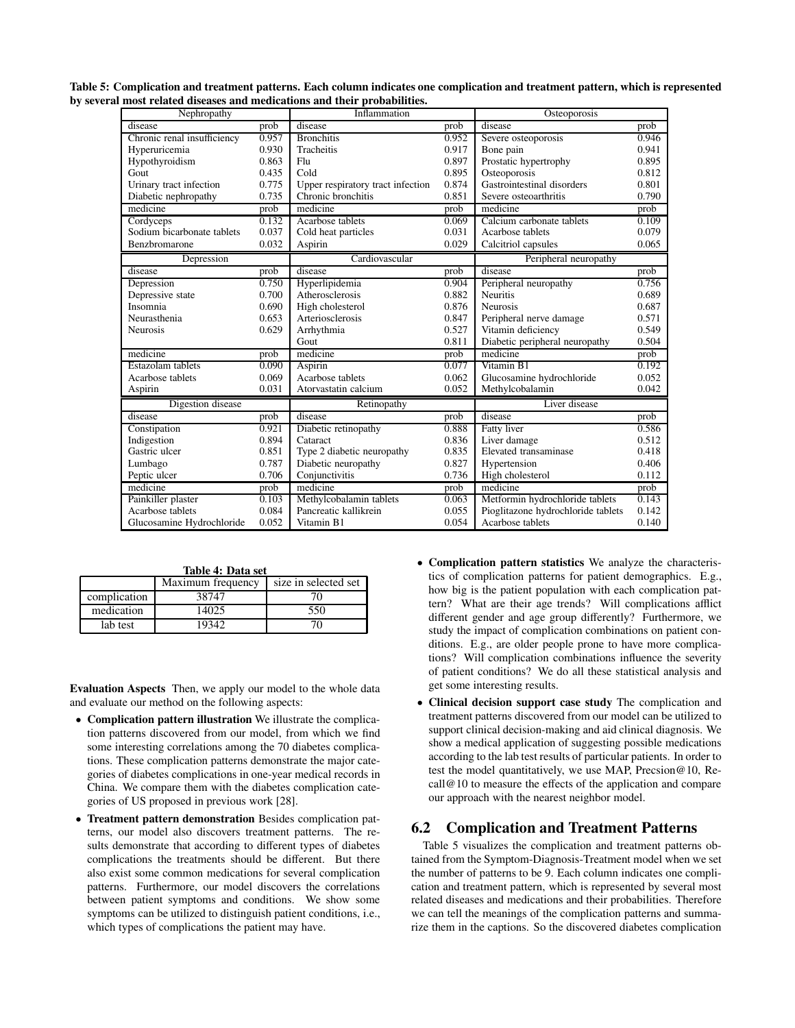**Table 5: Complication and treatment patterns. Each column indicates one complication and treatment pattern, which is represented by several most related diseases and medications and their probabilities.**

| Nephropathy | | Inflammation | | Osteoporosis | |
|---|---|---|---|---|---|
| disease | prob | disease | prob | disease | prob |
| Chronic renal insufficiency | 0.957 | Bronchitis | 0.952 | Severe osteoporosis | 0.946 |
| Hyperuricemia | 0.930 | Tracheitis | 0.917 | Bone pain | 0.941 |
| Hypothyroidism | 0.863 | Flu | 0.897 | Prostatic hypertrophy | 0.895 |
| Gout | 0.435 | Cold | 0.895 | Osteoporosis | 0.812 |
| Urinary tract infection | 0.775 | Upper respiratory tract infection | 0.874 | Gastrointestinal disorders | 0.801 |
| Diabetic nephropathy | 0.735 | Chronic bronchitis | 0.851 | Severe osteoarthritis | 0.790 |
| medicine | prob | medicine | prob | medicine | prob |
| Cordyceps | 0.132 | Acarbose tablets | 0.069 | Calcium carbonate tablets | 0.109 |
| Sodium bicarbonate tablets | 0.037 | Cold heat particles | 0.031 | Acarbose tablets | 0.079 |
| Benzbromarone | 0.032 | Aspirin | 0.029 | Calcitriol capsules | 0.065 |
| **Depression** | | **Cardiovascular** | | **Peripheral neuropathy** | |
| disease | prob | disease | prob | disease | prob |
| Depression | 0.750 | Hyperlipidemia | 0.904 | Peripheral neuropathy | 0.756 |
| Depressive state | 0.700 | Atherosclerosis | 0.882 | Neuritis | 0.689 |
| Insomnia | 0.690 | High cholesterol | 0.876 | Neurosis | 0.687 |
| Neurasthenia | 0.653 | Arteriosclerosis | 0.847 | Peripheral nerve damage | 0.571 |
| Neurosis | 0.629 | Arrhythmia | 0.527 | Vitamin deficiency | 0.549 |
| | | Gout | 0.811 | Diabetic peripheral neuropathy | 0.504 |
| medicine | prob | medicine | prob | medicine | prob |
| Estazolam tablets | 0.090 | Aspirin | 0.077 | Vitamin B1 | 0.192 |
| Acarbose tablets | 0.069 | Acarbose tablets | 0.062 | Glucosamine hydrochloride | 0.052 |
| Aspirin | 0.031 | Atorvastatin calcium | 0.052 | Methylcobalamin | 0.042 |
| **Digestion disease** | | **Retinopathy** | | **Liver disease** | |
| disease | prob | disease | prob | disease | prob |
| Constipation | 0.921 | Diabetic retinopathy | 0.888 | Fatty liver | 0.586 |
| Indigestion | 0.894 | Cataract | 0.836 | Liver damage | 0.512 |
| Gastric ulcer | 0.851 | Type 2 diabetic neuropathy | 0.835 | Elevated transaminase | 0.418 |
| Lumbago | 0.787 | Diabetic neuropathy | 0.827 | Hypertension | 0.406 |
| Peptic ulcer | 0.706 | Conjunctivitis | 0.736 | High cholesterol | 0.112 |
| medicine | prob | medicine | prob | medicine | prob |
| Painkiller plaster | 0.103 | Methylcobalamin tablets | 0.063 | Metformin hydrochloride tablets | 0.143 |
| Acarbose tablets | 0.084 | Pancreatic kallikrein | 0.055 | Pioglitazone hydrochloride tablets | 0.142 |
| Glucosamine Hydrochloride | 0.052 | Vitamin B1 | 0.054 | Acarbose tablets | 0.140 |

**Table 4: Data set**

| | Maximum frequency | size in selected set |
|---|---|---|
| complication | 38747 | 70 |
| medication | 14025 | 550 |
| lab test | 19342 | 70 |

**Evaluation Aspects** Then, we apply our model to the whole data and evaluate our method on the following aspects:

- **Complication pattern illustration** We illustrate the complication patterns discovered from our model, from which we find some interesting correlations among the 70 diabetes complications. These complication patterns demonstrate the major categories of diabetes complications in one-year medical records in China. We compare them with the diabetes complication categories of US proposed in previous work [28].
- **Treatment pattern demonstration** Besides complication patterns, our model also discovers treatment patterns. The results demonstrate that according to different types of diabetes complications the treatments should be different. But there also exist some common medications for several complication patterns. Furthermore, our model discovers the correlations between patient symptoms and conditions. We show some symptoms can be utilized to distinguish patient conditions, i.e., which types of complications the patient may have.
- **Complication pattern statistics** We analyze the characteristics of complication patterns for patient demographics. E.g., how big is the patient population with each complication pattern? What are their age trends? Will complications afflict different gender and age group differently? Furthermore, we study the impact of complication combinations on patient conditions. E.g., are older people prone to have more complications? Will complication combinations influence the severity of patient conditions? We do all these statistical analysis and get some interesting results.
- **Clinical decision support case study** The complication and treatment patterns discovered from our model can be utilized to support clinical decision-making and aid clinical diagnosis. We show a medical application of suggesting possible medications according to the lab test results of particular patients. In order to test the model quantitatively, we use MAP, Precsion@10, Recall@10 to measure the effects of the application and compare our approach with the nearest neighbor model.

## 6.2 Complication and Treatment Patterns

Table 5 visualizes the complication and treatment patterns obtained from the Symptom-Diagnosis-Treatment model when we set the number of patterns to be 9. Each column indicates one complication and treatment pattern, which is represented by several most related diseases and medications and their probabilities. Therefore we can tell the meanings of the complication patterns and summarize them in the captions. So the discovered diabetes complication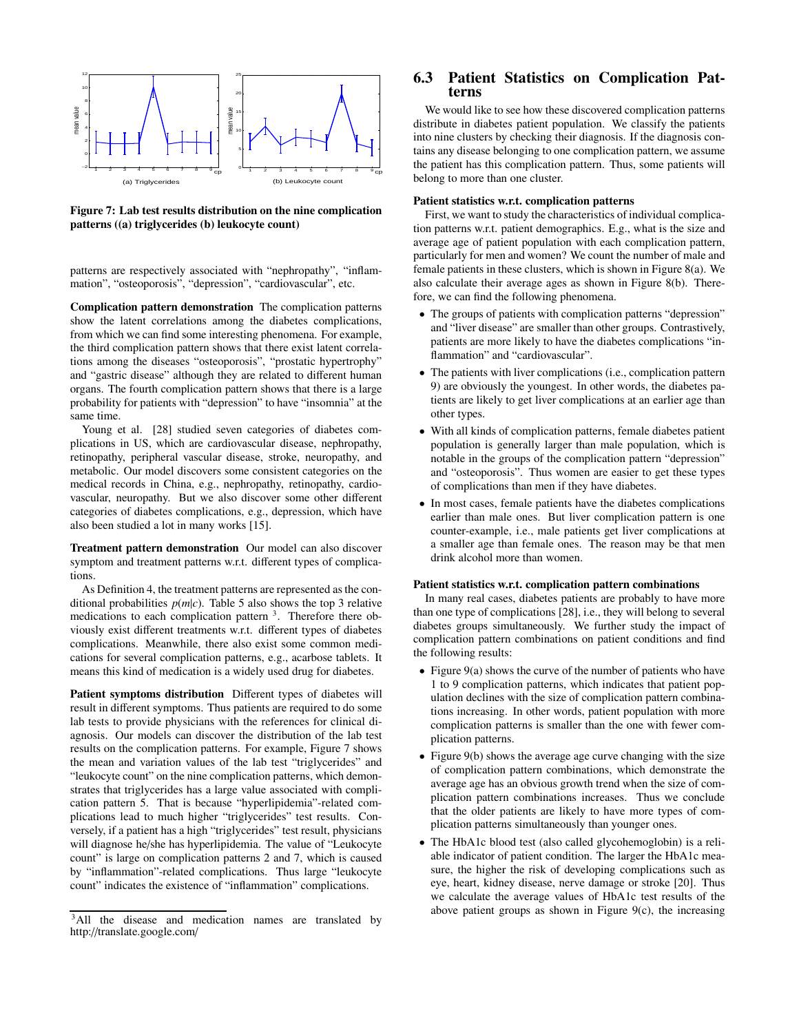12
10
8
6
4
2
0
−2
mean value
1 2 3 4 5 6 7 8 9 cp
(a) Triglycerides

25
20
15
10
5
0
mean value
1 2 3 4 5 6 7 8 9 cp
(b) Leukocyte count

**Figure 7: Lab test results distribution on the nine complication patterns ((a) triglycerides (b) leukocyte count)**

patterns are respectively associated with "nephropathy", "inflammation", "osteoporosis", "depression", "cardiovascular", etc.

**Complication pattern demonstration** The complication patterns show the latent correlations among the diabetes complications, from which we can find some interesting phenomena. For example, the third complication pattern shows that there exist latent correlations among the diseases "osteoporosis", "prostatic hypertrophy" and "gastric disease" although they are related to different human organs. The fourth complication pattern shows that there is a large probability for patients with "depression" to have "insomnia" at the same time.

Young et al. [28] studied seven categories of diabetes complications in US, which are cardiovascular disease, nephropathy, retinopathy, peripheral vascular disease, stroke, neuropathy, and metabolic. Our model discovers some consistent categories on the medical records in China, e.g., nephropathy, retinopathy, cardiovascular, neuropathy. But we also discover some other different categories of diabetes complications, e.g., depression, which have also been studied a lot in many works [15].

**Treatment pattern demonstration** Our model can also discover symptom and treatment patterns w.r.t. different types of complications.

As Definition 4, the treatment patterns are represented as the conditional probabilities $p(m|c)$. Table 5 also shows the top 3 relative medications to each complication pattern [3]. Therefore there obviously exist different treatments w.r.t. different types of diabetes complications. Meanwhile, there also exist some common medications for several complication patterns, e.g., acarbose tablets. It means this kind of medication is a widely used drug for diabetes.

**Patient symptoms distribution** Different types of diabetes will result in different symptoms. Thus patients are required to do some lab tests to provide physicians with the references for clinical diagnosis. Our models can discover the distribution of the lab test results on the complication patterns. For example, Figure 7 shows the mean and variation values of the lab test "triglycerides" and "leukocyte count" on the nine complication patterns, which demonstrates that triglycerides has a large value associated with complication pattern 5. That is because "hyperlipidemia"-related complications lead to much higher "triglycerides" test results. Conversely, if a patient has a high "triglycerides" test result, physicians will diagnose he/she has hyperlipidemia. The value of "Leukocyte count" is large on complication patterns 2 and 7, which is caused by "inflammation"-related complications. Thus large "leukocyte count" indicates the existence of "inflammation" complications.

[3]All the disease and medication names are translated by http://translate.google.com/

## 6.3 Patient Statistics on Complication Patterns

We would like to see how these discovered complication patterns distribute in diabetes patient population. We classify the patients into nine clusters by checking their diagnosis. If the diagnosis contains any disease belonging to one complication pattern, we assume the patient has this complication pattern. Thus, some patients will belong to more than one cluster.

**Patient statistics w.r.t. complication patterns**

First, we want to study the characteristics of individual complication patterns w.r.t. patient demographics. E.g., what is the size and average age of patient population with each complication pattern, particularly for men and women? We count the number of male and female patients in these clusters, which is shown in Figure 8(a). We also calculate their average ages as shown in Figure 8(b). Therefore, we can find the following phenomena.

- The groups of patients with complication patterns "depression" and "liver disease" are smaller than other groups. Contrastively, patients are more likely to have the diabetes complications "inflammation" and "cardiovascular".
- The patients with liver complications (i.e., complication pattern 9) are obviously the youngest. In other words, the diabetes patients are likely to get liver complications at an earlier age than other types.
- With all kinds of complication patterns, female diabetes patient population is generally larger than male population, which is notable in the groups of the complication pattern "depression" and "osteoporosis". Thus women are easier to get these types of complications than men if they have diabetes.
- In most cases, female patients have the diabetes complications earlier than male ones. But liver complication pattern is one counter-example, i.e., male patients get liver complications at a smaller age than female ones. The reason may be that men drink alcohol more than women.

**Patient statistics w.r.t. complication pattern combinations**

In many real cases, diabetes patients are probably to have more than one type of complications [28], i.e., they will belong to several diabetes groups simultaneously. We further study the impact of complication pattern combinations on patient conditions and find the following results:

- Figure 9(a) shows the curve of the number of patients who have 1 to 9 complication patterns, which indicates that patient population declines with the size of complication pattern combinations increasing. In other words, patient population with more complication patterns is smaller than the one with fewer complication patterns.
- Figure 9(b) shows the average age curve changing with the size of complication pattern combinations, which demonstrate the average age has an obvious growth trend when the size of complication pattern combinations increases. Thus we conclude that the older patients are likely to have more types of complication patterns simultaneously than younger ones.
- The HbA1c blood test (also called glycohemoglobin) is a reliable indicator of patient condition. The larger the HbA1c measure, the higher the risk of developing complications such as eye, heart, kidney disease, nerve damage or stroke [20]. Thus we calculate the average values of HbA1c test results of the above patient groups as shown in Figure 9(c), the increasing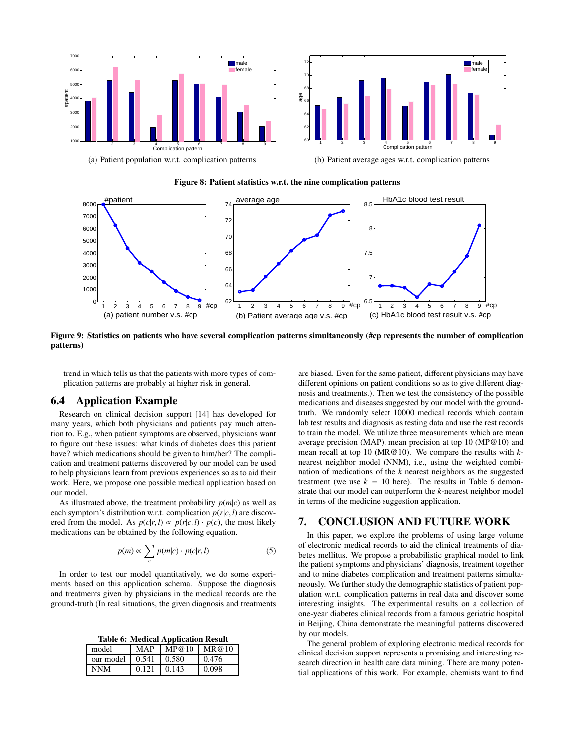7000
6000
5000
4000
3000
2000
1000

#patient

male
female

1 2 3 4 5 6 7 8 9
Complication pattern

(a) Patient population w.r.t. complication patterns

72
70
68
66
64
62
60

age

male
female

1 2 3 4 5 6 7 8 9
Complication pattern

(b) Patient average ages w.r.t. complication patterns

**Figure 8: Patient statistics w.r.t. the nine complication patterns**

#patient
8000
7000
6000
5000
4000
3000
2000
1000
0
1 2 3 4 5 6 7 8 9 #cp
(a) patient number v.s. #cp

average age
74
72
70
68
66
64
62
1 2 3 4 5 6 7 8 9 #cp
(b) Patient average age v.s. #cp

HbA1c blood test result
8.5
8
7.5
7
6.5
1 2 3 4 5 6 7 8 9 #cp
(c) HbA1c blood test result v.s. #cp

**Figure 9: Statistics on patients who have several complication patterns simultaneously (#cp represents the number of complication patterns)**

trend in which tells us that the patients with more types of complication patterns are probably at higher risk in general.

## 6.4 Application Example

Research on clinical decision support [14] has developed for many years, which both physicians and patients pay much attention to. E.g., when patient symptoms are observed, physicians want to figure out these issues: what kinds of diabetes does this patient have? which medications should be given to him/her? The complication and treatment patterns discovered by our model can be used to help physicians learn from previous experiences so as to aid their work. Here, we propose one possible medical application based on our model.

As illustrated above, the treatment probability $p(m|c)$ as well as each symptom's distribution w.r.t. complication $p(r|c,l)$ are discovered from the model. As $p(c|r,l) \propto p(r|c,l) \cdot p(c)$, the most likely medications can be obtained by the following equation.

$$p(m) \propto \sum_{c} p(m|c) \cdot p(c|r,l) \tag{5}$$

In order to test our model quantitatively, we do some experiments based on this application schema. Suppose the diagnosis and treatments given by physicians in the medical records are the ground-truth (In real situations, the given diagnosis and treatments are biased. Even for the same patient, different physicians may have different opinions on patient conditions so as to give different diagnosis and treatments.). Then we test the consistency of the possible medications and diseases suggested by our model with the ground-truth. We randomly select 10000 medical records which contain lab test results and diagnosis as testing data and use the rest records to train the model. We utilize three measurements which are mean average precision (MAP), mean precision at top 10 (MP@10) and mean recall at top 10 (MR@10). We compare the results with $k$-nearest neighbor model (NNM), i.e., using the weighted combination of medications of the $k$ nearest neighbors as the suggested treatment (we use $k = 10$ here). The results in Table 6 demonstrate that our model can outperform the $k$-nearest neighbor model in terms of the medicine suggestion application.

**Table 6: Medical Application Result**

| model | MAP | MP@10 | MR@10 |
|---|---|---|---|
| our model | 0.541 | 0.580 | 0.476 |
| NNM | 0.121 | 0.143 | 0.098 |

# 7. CONCLUSION AND FUTURE WORK

In this paper, we explore the problems of using large volume of electronic medical records to aid the clinical treatments of diabetes mellitus. We propose a probabilistic graphical model to link the patient symptoms and physicians' diagnosis, treatment together and to mine diabetes complication and treatment patterns simultaneously. We further study the demographic statistics of patient population w.r.t. complication patterns in real data and discover some interesting insights. The experimental results on a collection of one-year diabetes clinical records from a famous geriatric hospital in Beijing, China demonstrate the meaningful patterns discovered by our models.

The general problem of exploring electronic medical records for clinical decision support represents a promising and interesting research direction in health care data mining. There are many potential applications of this work. For example, chemists want to find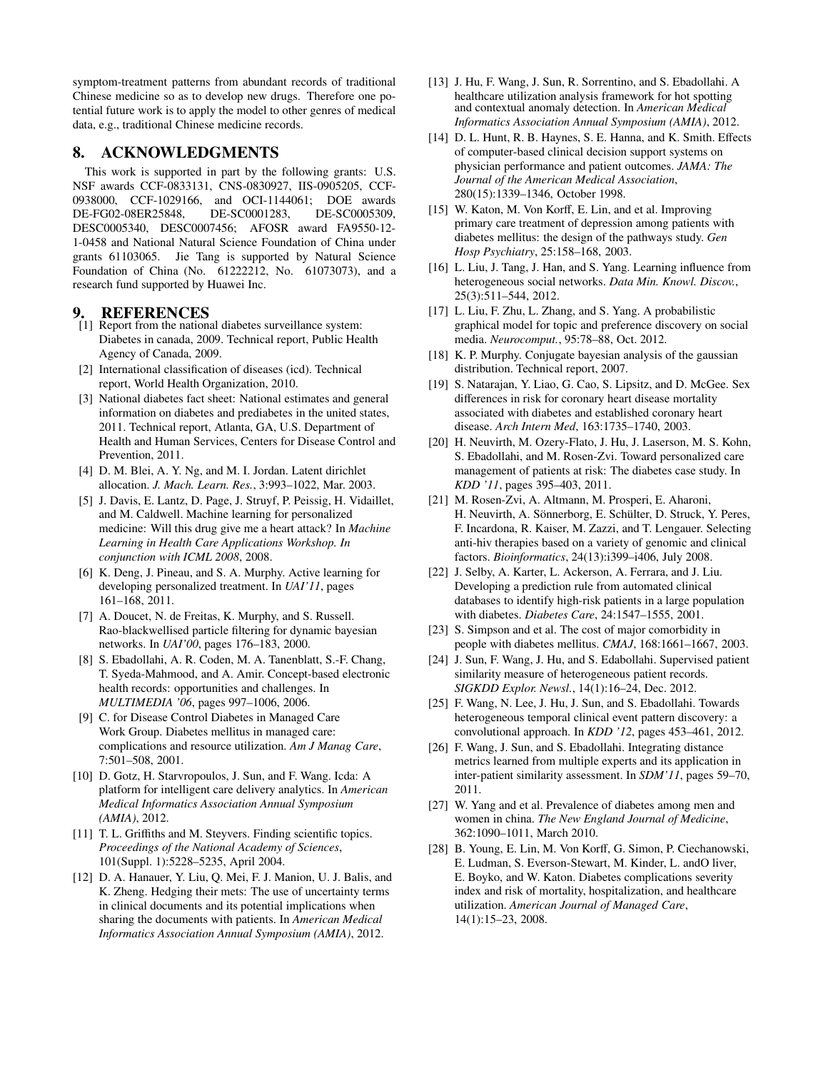symptom-treatment patterns from abundant records of traditional Chinese medicine so as to develop new drugs. Therefore one potential future work is to apply the model to other genres of medical data, e.g., traditional Chinese medicine records.

## 8. ACKNOWLEDGMENTS

This work is supported in part by the following grants: U.S. NSF awards CCF-0833131, CNS-0830927, IIS-0905205, CCF-0938000, CCF-1029166, and OCI-1144061; DOE awards DE-FG02-08ER25848, DE-SC0001283, DE-SC0005309, DESC0005340, DESC0007456; AFOSR award FA9550-12-1-0458 and National Natural Science Foundation of China under grants 61103065. Jie Tang is supported by Natural Science Foundation of China (No. 61222212, No. 61073073), and a research fund supported by Huawei Inc.

## 9. REFERENCES

[1] Report from the national diabetes surveillance system: Diabetes in canada, 2009. Technical report, Public Health Agency of Canada, 2009.

[2] International classification of diseases (icd). Technical report, World Health Organization, 2010.

[3] National diabetes fact sheet: National estimates and general information on diabetes and prediabetes in the united states, 2011. Technical report, Atlanta, GA, U.S. Department of Health and Human Services, Centers for Disease Control and Prevention, 2011.

[4] D. M. Blei, A. Y. Ng, and M. I. Jordan. Latent dirichlet allocation. *J. Mach. Learn. Res.*, 3:993–1022, Mar. 2003.

[5] J. Davis, E. Lantz, D. Page, J. Struyf, P. Peissig, H. Vidaillet, and M. Caldwell. Machine learning for personalized medicine: Will this drug give me a heart attack? In *Machine Learning in Health Care Applications Workshop. In conjunction with ICML 2008*, 2008.

[6] K. Deng, J. Pineau, and S. A. Murphy. Active learning for developing personalized treatment. In *UAI'11*, pages 161–168, 2011.

[7] A. Doucet, N. de Freitas, K. Murphy, and S. Russell. Rao-blackwellised particle filtering for dynamic bayesian networks. In *UAI'00*, pages 176–183, 2000.

[8] S. Ebadollahi, A. R. Coden, M. A. Tanenblatt, S.-F. Chang, T. Syeda-Mahmood, and A. Amir. Concept-based electronic health records: opportunities and challenges. In *MULTIMEDIA '06*, pages 997–1006, 2006.

[9] C. for Disease Control Diabetes in Managed Care Work Group. Diabetes mellitus in managed care: complications and resource utilization. *Am J Manag Care*, 7:501–508, 2001.

[10] D. Gotz, H. Starvropoulos, J. Sun, and F. Wang. Icda: A platform for intelligent care delivery analytics. In *American Medical Informatics Association Annual Symposium (AMIA)*, 2012.

[11] T. L. Griffiths and M. Steyvers. Finding scientific topics. *Proceedings of the National Academy of Sciences*, 101(Suppl. 1):5228–5235, April 2004.

[12] D. A. Hanauer, Y. Liu, Q. Mei, F. J. Manion, U. J. Balis, and K. Zheng. Hedging their mets: The use of uncertainty terms in clinical documents and its potential implications when sharing the documents with patients. In *American Medical Informatics Association Annual Symposium (AMIA)*, 2012.

[13] J. Hu, F. Wang, J. Sun, R. Sorrentino, and S. Ebadollahi. A healthcare utilization analysis framework for hot spotting and contextual anomaly detection. In *American Medical Informatics Association Annual Symposium (AMIA)*, 2012.

[14] D. L. Hunt, R. B. Haynes, S. E. Hanna, and K. Smith. Effects of computer-based clinical decision support systems on physician performance and patient outcomes. *JAMA: The Journal of the American Medical Association*, 280(15):1339–1346, October 1998.

[15] W. Katon, M. Von Korff, E. Lin, and et al. Improving primary care treatment of depression among patients with diabetes mellitus: the design of the pathways study. *Gen Hosp Psychiatry*, 25:158–168, 2003.

[16] L. Liu, J. Tang, J. Han, and S. Yang. Learning influence from heterogeneous social networks. *Data Min. Knowl. Discov.*, 25(3):511–544, 2012.

[17] L. Liu, F. Zhu, L. Zhang, and S. Yang. A probabilistic graphical model for topic and preference discovery on social media. *Neurocomput.*, 95:78–88, Oct. 2012.

[18] K. P. Murphy. Conjugate bayesian analysis of the gaussian distribution. Technical report, 2007.

[19] S. Natarajan, Y. Liao, G. Cao, S. Lipsitz, and D. McGee. Sex differences in risk for coronary heart disease mortality associated with diabetes and established coronary heart disease. *Arch Intern Med*, 163:1735–1740, 2003.

[20] H. Neuvirth, M. Ozery-Flato, J. Hu, J. Laserson, M. S. Kohn, S. Ebadollahi, and M. Rosen-Zvi. Toward personalized care management of patients at risk: The diabetes case study. In *KDD '11*, pages 395–403, 2011.

[21] M. Rosen-Zvi, A. Altmann, M. Prosperi, E. Aharoni, H. Neuvirth, A. Sönnerborg, E. Schülter, D. Struck, Y. Peres, F. Incardona, R. Kaiser, M. Zazzi, and T. Lengauer. Selecting anti-hiv therapies based on a variety of genomic and clinical factors. *Bioinformatics*, 24(13):i399–i406, July 2008.

[22] J. Selby, A. Karter, L. Ackerson, A. Ferrara, and J. Liu. Developing a prediction rule from automated clinical databases to identify high-risk patients in a large population with diabetes. *Diabetes Care*, 24:1547–1555, 2001.

[23] S. Simpson and et al. The cost of major comorbidity in people with diabetes mellitus. *CMAJ*, 168:1661–1667, 2003.

[24] J. Sun, F. Wang, J. Hu, and S. Edabollahi. Supervised patient similarity measure of heterogeneous patient records. *SIGKDD Explor. Newsl.*, 14(1):16–24, Dec. 2012.

[25] F. Wang, N. Lee, J. Hu, J. Sun, and S. Ebadollahi. Towards heterogeneous temporal clinical event pattern discovery: a convolutional approach. In *KDD '12*, pages 453–461, 2012.

[26] F. Wang, J. Sun, and S. Ebadollahi. Integrating distance metrics learned from multiple experts and its application in inter-patient similarity assessment. In *SDM'11*, pages 59–70, 2011.

[27] W. Yang and et al. Prevalence of diabetes among men and women in china. *The New England Journal of Medicine*, 362:1090–1011, March 2010.

[28] B. Young, E. Lin, M. Von Korff, G. Simon, P. Ciechanowski, E. Ludman, S. Everson-Stewart, M. Kinder, L. andO liver, E. Boyko, and W. Katon. Diabetes complications severity index and risk of mortality, hospitalization, and healthcare utilization. *American Journal of Managed Care*, 14(1):15–23, 2008.